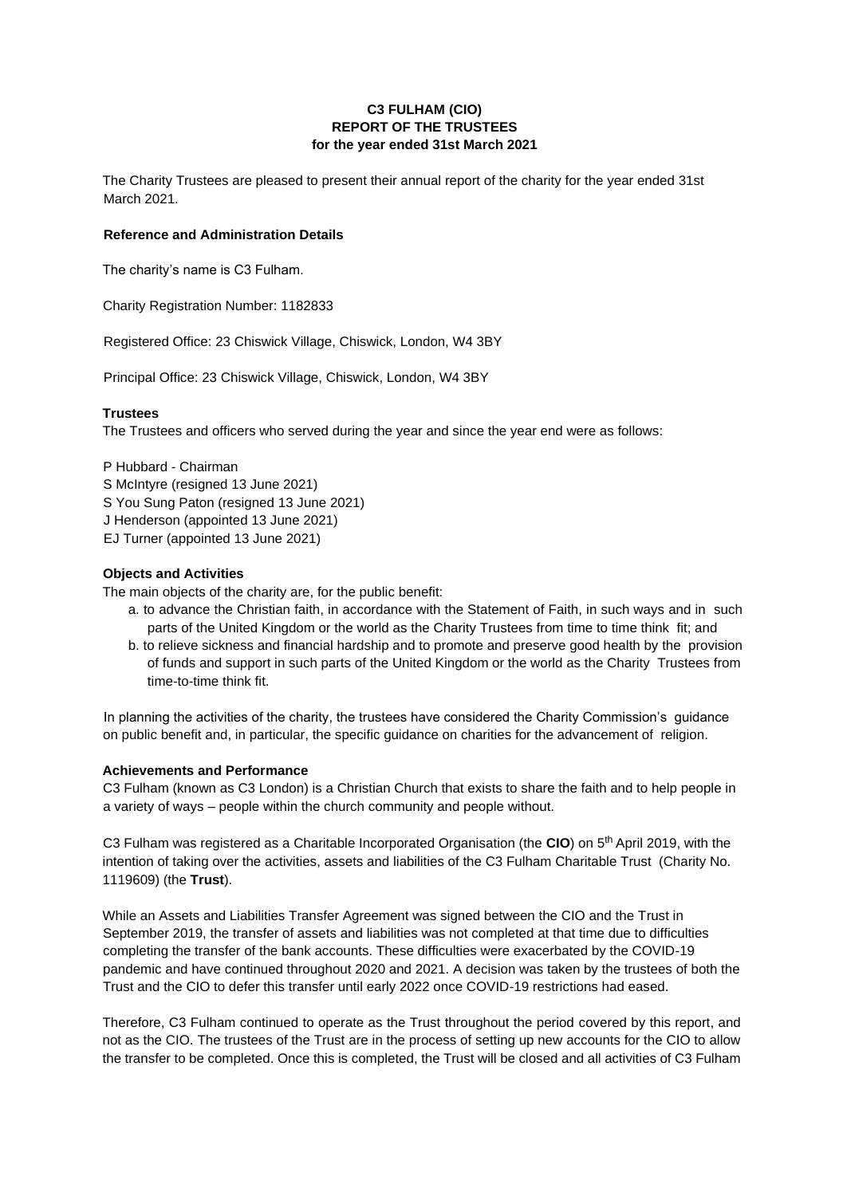# C3 FULHAM (CIO)
# REPORT OF THE TRUSTEES
# for the year ended 31st March 2021

The Charity Trustees are pleased to present their annual report of the charity for the year ended 31st March 2021.

### Reference and Administration Details

The charity's name is C3 Fulham.

Charity Registration Number: 1182833

Registered Office: 23 Chiswick Village, Chiswick, London, W4 3BY

Principal Office: 23 Chiswick Village, Chiswick, London, W4 3BY

### Trustees

The Trustees and officers who served during the year and since the year end were as follows:

P Hubbard - Chairman
S McIntyre (resigned 13 June 2021)
S You Sung Paton (resigned 13 June 2021)
J Henderson (appointed 13 June 2021)
EJ Turner (appointed 13 June 2021)

### Objects and Activities

The main objects of the charity are, for the public benefit:

a. to advance the Christian faith, in accordance with the Statement of Faith, in such ways and in such parts of the United Kingdom or the world as the Charity Trustees from time to time think fit; and
b. to relieve sickness and financial hardship and to promote and preserve good health by the provision of funds and support in such parts of the United Kingdom or the world as the Charity Trustees from time-to-time think fit.

In planning the activities of the charity, the trustees have considered the Charity Commission's guidance on public benefit and, in particular, the specific guidance on charities for the advancement of religion.

### Achievements and Performance

C3 Fulham (known as C3 London) is a Christian Church that exists to share the faith and to help people in a variety of ways – people within the church community and people without.

C3 Fulham was registered as a Charitable Incorporated Organisation (the **CIO**) on 5th April 2019, with the intention of taking over the activities, assets and liabilities of the C3 Fulham Charitable Trust (Charity No. 1119609) (the **Trust**).

While an Assets and Liabilities Transfer Agreement was signed between the CIO and the Trust in September 2019, the transfer of assets and liabilities was not completed at that time due to difficulties completing the transfer of the bank accounts. These difficulties were exacerbated by the COVID-19 pandemic and have continued throughout 2020 and 2021. A decision was taken by the trustees of both the Trust and the CIO to defer this transfer until early 2022 once COVID-19 restrictions had eased.

Therefore, C3 Fulham continued to operate as the Trust throughout the period covered by this report, and not as the CIO. The trustees of the Trust are in the process of setting up new accounts for the CIO to allow the transfer to be completed. Once this is completed, the Trust will be closed and all activities of C3 Fulham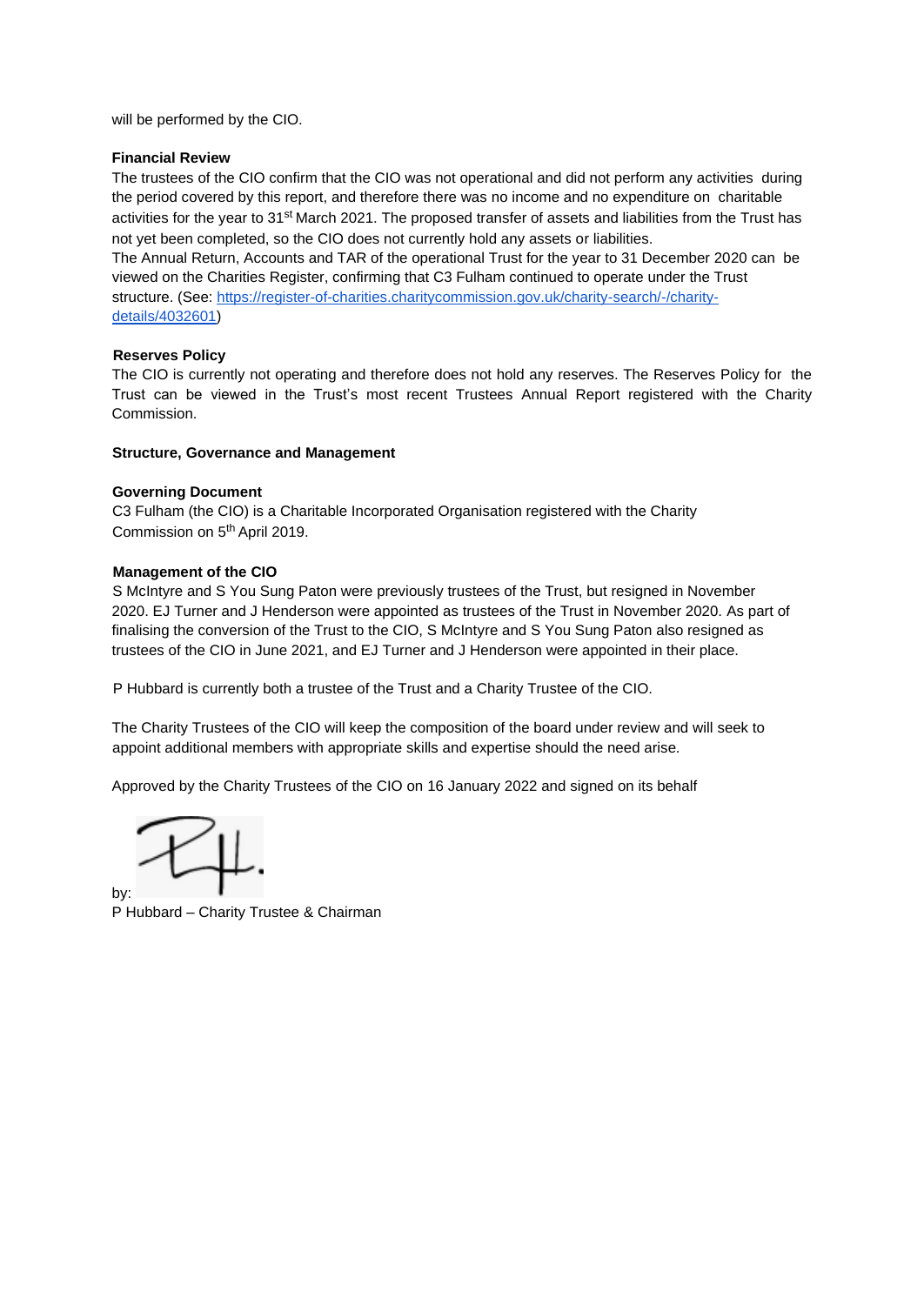will be performed by the CIO.

**Financial Review**

The trustees of the CIO confirm that the CIO was not operational and did not perform any activities during the period covered by this report, and therefore there was no income and no expenditure on charitable activities for the year to 31st March 2021. The proposed transfer of assets and liabilities from the Trust has not yet been completed, so the CIO does not currently hold any assets or liabilities.

The Annual Return, Accounts and TAR of the operational Trust for the year to 31 December 2020 can be viewed on the Charities Register, confirming that C3 Fulham continued to operate under the Trust structure. (See: [https://register-of-charities.charitycommission.gov.uk/charity-search/-/charity-details/4032601](https://register-of-charities.charitycommission.gov.uk/charity-search/-/charity-details/4032601))

**Reserves Policy**

The CIO is currently not operating and therefore does not hold any reserves. The Reserves Policy for the Trust can be viewed in the Trust's most recent Trustees Annual Report registered with the Charity Commission.

**Structure, Governance and Management**

**Governing Document**

C3 Fulham (the CIO) is a Charitable Incorporated Organisation registered with the Charity Commission on 5th April 2019.

**Management of the CIO**

S McIntyre and S You Sung Paton were previously trustees of the Trust, but resigned in November 2020. EJ Turner and J Henderson were appointed as trustees of the Trust in November 2020. As part of finalising the conversion of the Trust to the CIO, S McIntyre and S You Sung Paton also resigned as trustees of the CIO in June 2021, and EJ Turner and J Henderson were appointed in their place.

P Hubbard is currently both a trustee of the Trust and a Charity Trustee of the CIO.

The Charity Trustees of the CIO will keep the composition of the board under review and will seek to appoint additional members with appropriate skills and expertise should the need arise.

Approved by the Charity Trustees of the CIO on 16 January 2022 and signed on its behalf

by:

P Hubbard – Charity Trustee & Chairman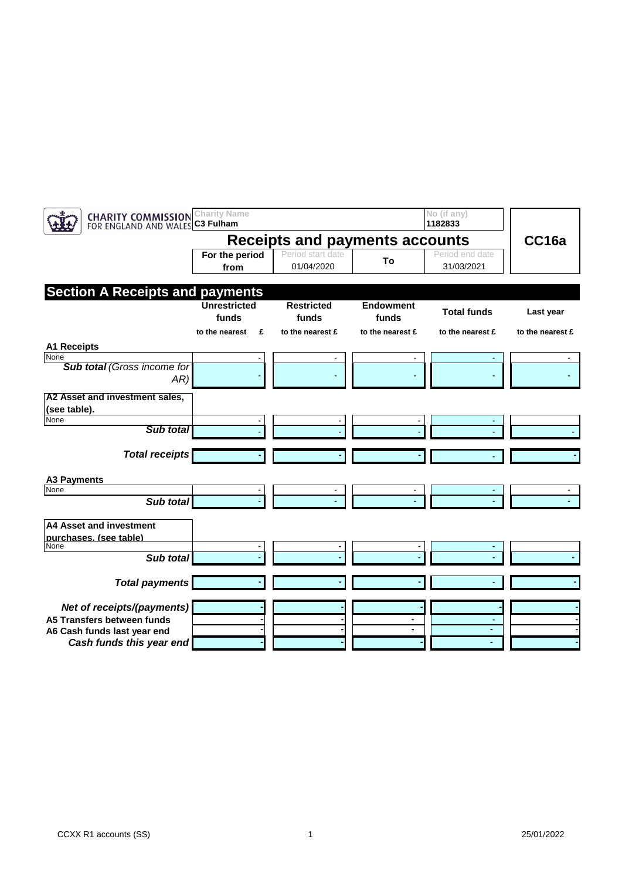CHARITY COMMISSION FOR ENGLAND AND WALES

| Charity Name | No (if any) | |
|---|---|---|
| C3 Fulham | 1182833 | |

# Receipts and payments accounts

**CC16a**

| For the period from | Period start date | To | Period end date |
|---|---|---|---|
| | 01/04/2020 | | 31/03/2021 |

## Section A Receipts and payments

| | Unrestricted funds | Restricted funds | Endowment funds | Total funds | Last year |
|---|---|---|---|---|---|
| | to the nearest £ | to the nearest £ | to the nearest £ | to the nearest £ | to the nearest £ |
| **A1 Receipts** | | | | | |
| None | - | - | - | - | - |
| ***Sub total*** *(Gross income for AR)* | - | - | - | - | - |
| **A2 Asset and investment sales, (see table).** | | | | | |
| None | - | - | - | - | |
| ***Sub total*** | - | - | - | - | - |
| ***Total receipts*** | - | - | - | - | - |
| **A3 Payments** | | | | | |
| None | - | - | - | - | - |
| ***Sub total*** | - | - | - | - | - |
| **A4 Asset and investment purchases, (see table)** | | | | | |
| None | - | - | - | - | |
| ***Sub total*** | - | - | - | - | - |
| ***Total payments*** | - | - | - | - | - |
| ***Net of receipts/(payments)*** | - | - | - | - | - |
| **A5 Transfers between funds** | - | - | - | - | - |
| **A6 Cash funds last year end** | - | - | - | - | - |
| ***Cash funds this year end*** | - | - | - | - | - |

CCXX R1 accounts (SS) 25/01/2022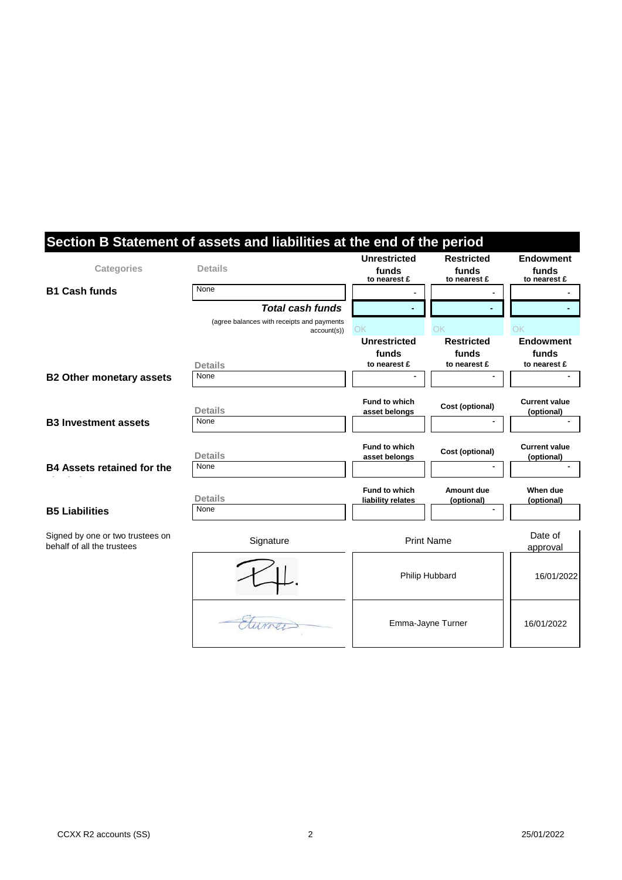## Section B Statement of assets and liabilities at the end of the period

| Categories | Details | Unrestricted funds to nearest £ | Restricted funds to nearest £ | Endowment funds to nearest £ |
|---|---|---|---|---|
| **B1 Cash funds** | None | - | - | - |
| | ***Total cash funds*** | - | - | - |
| | (agree balances with receipts and payments account(s)) | OK | OK | OK |

| | Details | Unrestricted funds to nearest £ | Restricted funds to nearest £ | Endowment funds to nearest £ |
|---|---|---|---|---|
| **B2 Other monetary assets** | None | - | - | - |

| | Details | Fund to which asset belongs | Cost (optional) | Current value (optional) |
|---|---|---|---|---|
| **B3 Investment assets** | None | | - | - |

| | Details | Fund to which asset belongs | Cost (optional) | Current value (optional) |
|---|---|---|---|---|
| **B4 Assets retained for the** | None | | - | - |

| | Details | Fund to which liability relates | Amount due (optional) | When due (optional) |
|---|---|---|---|---|
| **B5 Liabilities** | None | | - | |

| Signed by one or two trustees on behalf of all the trustees | Signature | Print Name | Date of approval |
|---|---|---|---|
| | [signature] | Philip Hubbard | 16/01/2022 |
| | [signature] | Emma-Jayne Turner | 16/01/2022 |

CCXX R2 accounts (SS) 25/01/2022